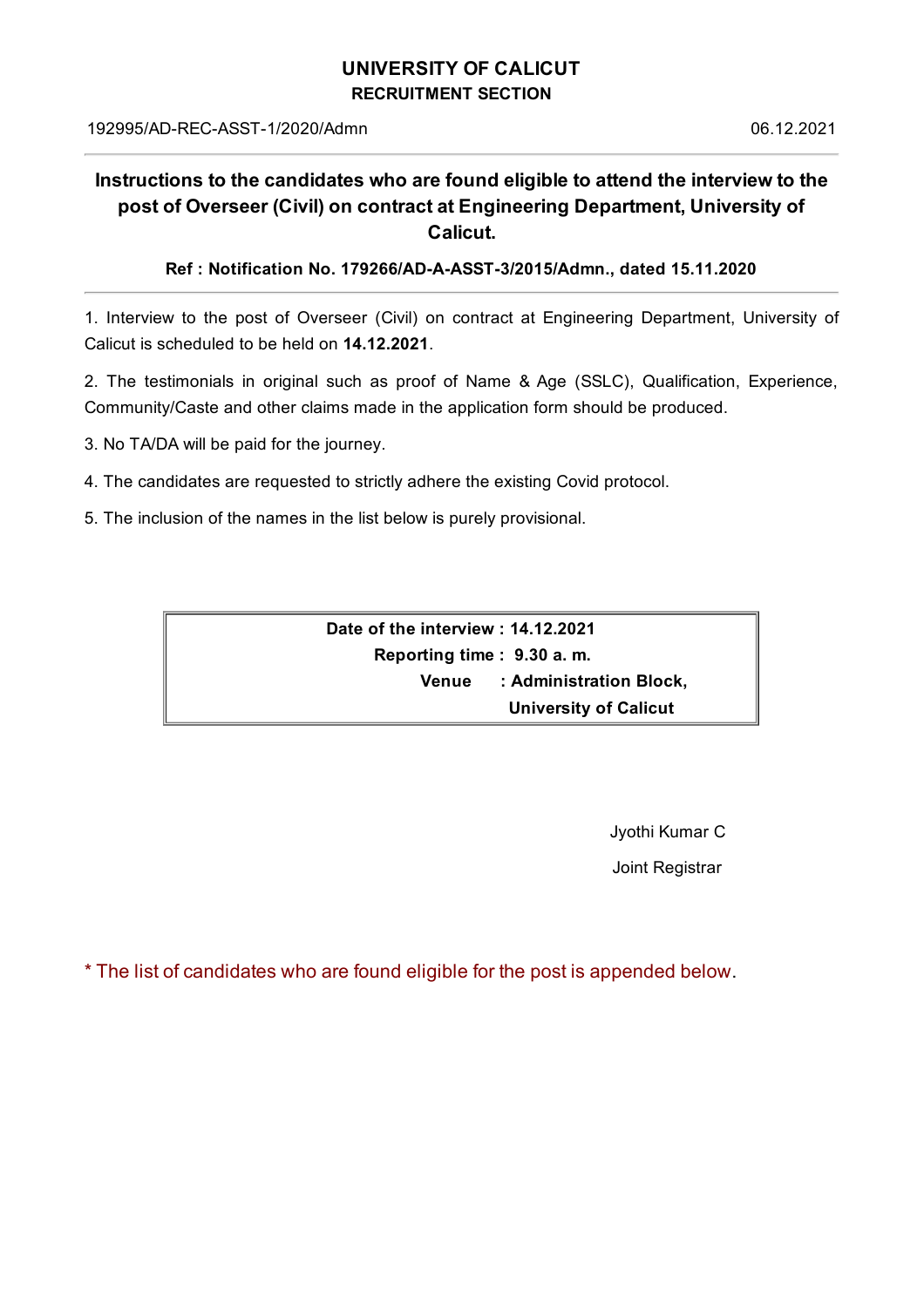# UNIVERSITY OF CALICUT
## RECRUITMENT SECTION

192995/AD-REC-ASST-1/2020/Admn — 06.12.2021

---

### Instructions to the candidates who are found eligible to attend the interview to the post of Overseer (Civil) on contract at Engineering Department, University of Calicut.

**Ref : Notification No. 179266/AD-A-ASST-3/2015/Admn., dated 15.11.2020**

---

1. Interview to the post of Overseer (Civil) on contract at Engineering Department, University of Calicut is scheduled to be held on **14.12.2021**.

2. The testimonials in original such as proof of Name & Age (SSLC), Qualification, Experience, Community/Caste and other claims made in the application form should be produced.

3. No TA/DA will be paid for the journey.

4. The candidates are requested to strictly adhere the existing Covid protocol.

5. The inclusion of the names in the list below is purely provisional.

| | |
|---|---|
| **Date of the interview** | **: 14.12.2021** |
| **Reporting time** | **: 9.30 a. m.** |
| **Venue** | **: Administration Block, University of Calicut** |

Jyothi Kumar C

Joint Registrar

* The list of candidates who are found eligible for the post is appended below.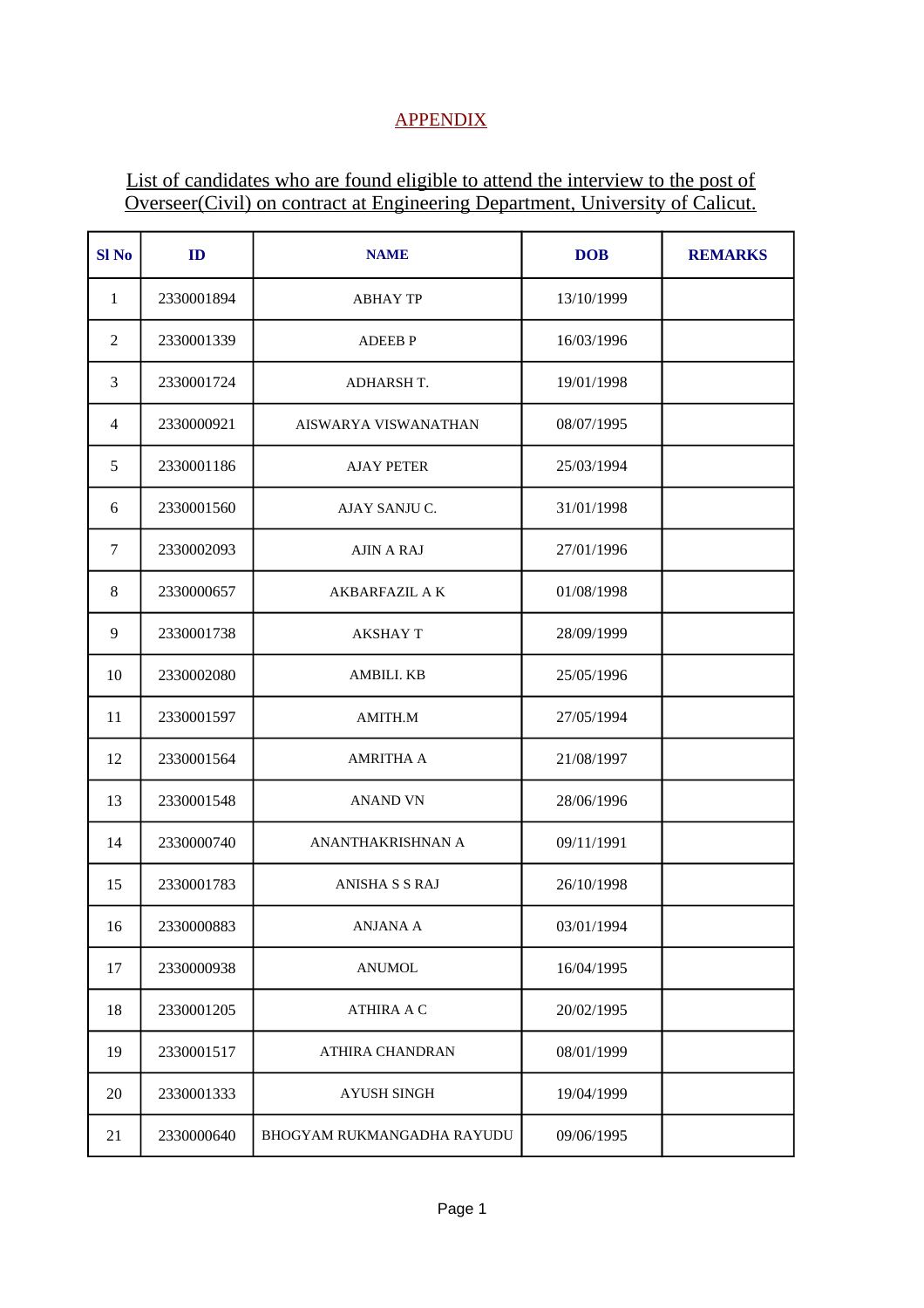# APPENDIX

## List of candidates who are found eligible to attend the interview to the post of Overseer(Civil) on contract at Engineering Department, University of Calicut.

| Sl No | ID | NAME | DOB | REMARKS |
|---|---|---|---|---|
| 1 | 2330001894 | ABHAY TP | 13/10/1999 | |
| 2 | 2330001339 | ADEEB P | 16/03/1996 | |
| 3 | 2330001724 | ADHARSH T. | 19/01/1998 | |
| 4 | 2330000921 | AISWARYA VISWANATHAN | 08/07/1995 | |
| 5 | 2330001186 | AJAY PETER | 25/03/1994 | |
| 6 | 2330001560 | AJAY SANJU C. | 31/01/1998 | |
| 7 | 2330002093 | AJIN A RAJ | 27/01/1996 | |
| 8 | 2330000657 | AKBARFAZIL A K | 01/08/1998 | |
| 9 | 2330001738 | AKSHAY T | 28/09/1999 | |
| 10 | 2330002080 | AMBILI. KB | 25/05/1996 | |
| 11 | 2330001597 | AMITH.M | 27/05/1994 | |
| 12 | 2330001564 | AMRITHA A | 21/08/1997 | |
| 13 | 2330001548 | ANAND VN | 28/06/1996 | |
| 14 | 2330000740 | ANANTHAKRISHNAN A | 09/11/1991 | |
| 15 | 2330001783 | ANISHA S S RAJ | 26/10/1998 | |
| 16 | 2330000883 | ANJANA A | 03/01/1994 | |
| 17 | 2330000938 | ANUMOL | 16/04/1995 | |
| 18 | 2330001205 | ATHIRA A C | 20/02/1995 | |
| 19 | 2330001517 | ATHIRA CHANDRAN | 08/01/1999 | |
| 20 | 2330001333 | AYUSH SINGH | 19/04/1999 | |
| 21 | 2330000640 | BHOGYAM RUKMANGADHA RAYUDU | 09/06/1995 | |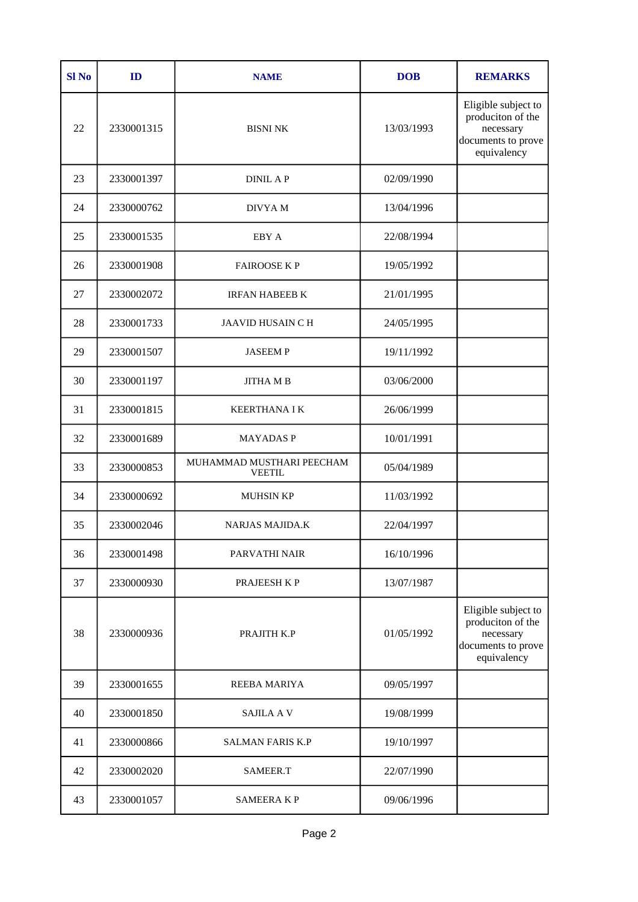| Sl No | ID | NAME | DOB | REMARKS |
|---|---|---|---|---|
| 22 | 2330001315 | BISNI NK | 13/03/1993 | Eligible subject to produciton of the necessary documents to prove equivalency |
| 23 | 2330001397 | DINIL A P | 02/09/1990 | |
| 24 | 2330000762 | DIVYA M | 13/04/1996 | |
| 25 | 2330001535 | EBY A | 22/08/1994 | |
| 26 | 2330001908 | FAIROOSE K P | 19/05/1992 | |
| 27 | 2330002072 | IRFAN HABEEB K | 21/01/1995 | |
| 28 | 2330001733 | JAAVID HUSAIN C H | 24/05/1995 | |
| 29 | 2330001507 | JASEEM P | 19/11/1992 | |
| 30 | 2330001197 | JITHA M B | 03/06/2000 | |
| 31 | 2330001815 | KEERTHANA I K | 26/06/1999 | |
| 32 | 2330001689 | MAYADAS P | 10/01/1991 | |
| 33 | 2330000853 | MUHAMMAD MUSTHARI PEECHAM VEETIL | 05/04/1989 | |
| 34 | 2330000692 | MUHSIN KP | 11/03/1992 | |
| 35 | 2330002046 | NARJAS MAJIDA.K | 22/04/1997 | |
| 36 | 2330001498 | PARVATHI NAIR | 16/10/1996 | |
| 37 | 2330000930 | PRAJEESH K P | 13/07/1987 | |
| 38 | 2330000936 | PRAJITH K.P | 01/05/1992 | Eligible subject to produciton of the necessary documents to prove equivalency |
| 39 | 2330001655 | REEBA MARIYA | 09/05/1997 | |
| 40 | 2330001850 | SAJILA A V | 19/08/1999 | |
| 41 | 2330000866 | SALMAN FARIS K.P | 19/10/1997 | |
| 42 | 2330002020 | SAMEER.T | 22/07/1990 | |
| 43 | 2330001057 | SAMEERA K P | 09/06/1996 | |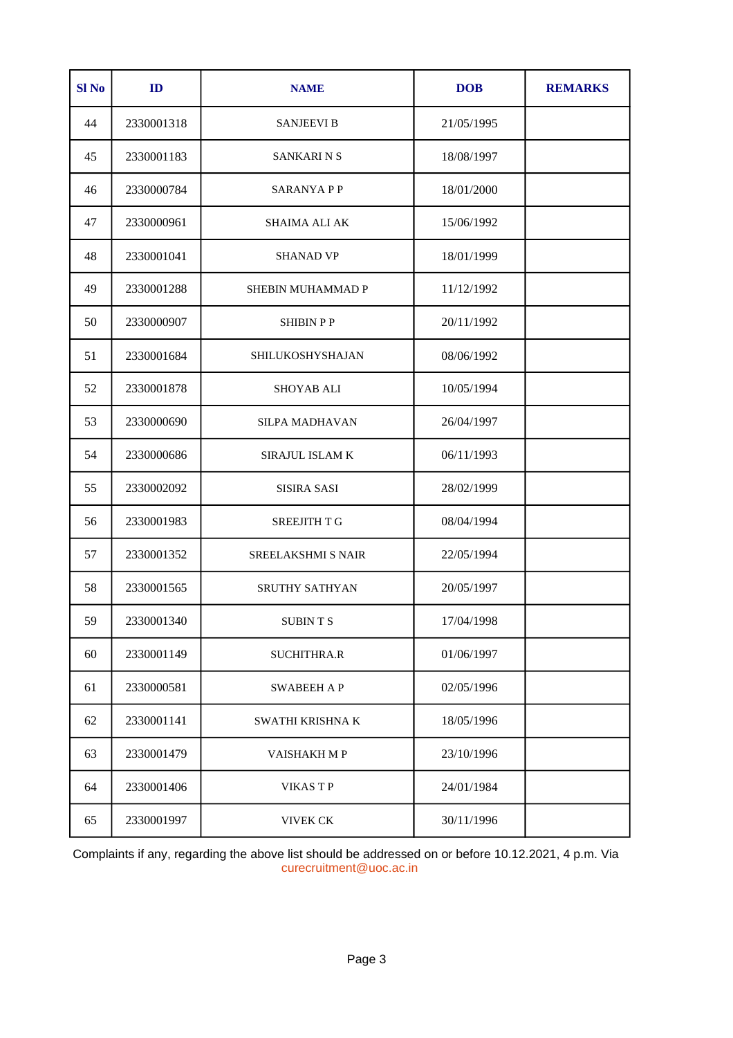| Sl No | ID | NAME | DOB | REMARKS |
| --- | --- | --- | --- | --- |
| 44 | 2330001318 | SANJEEVI B | 21/05/1995 | |
| 45 | 2330001183 | SANKARI N S | 18/08/1997 | |
| 46 | 2330000784 | SARANYA P P | 18/01/2000 | |
| 47 | 2330000961 | SHAIMA ALI AK | 15/06/1992 | |
| 48 | 2330001041 | SHANAD VP | 18/01/1999 | |
| 49 | 2330001288 | SHEBIN MUHAMMAD P | 11/12/1992 | |
| 50 | 2330000907 | SHIBIN P P | 20/11/1992 | |
| 51 | 2330001684 | SHILUKOSHYSHAJAN | 08/06/1992 | |
| 52 | 2330001878 | SHOYAB ALI | 10/05/1994 | |
| 53 | 2330000690 | SILPA MADHAVAN | 26/04/1997 | |
| 54 | 2330000686 | SIRAJUL ISLAM K | 06/11/1993 | |
| 55 | 2330002092 | SISIRA SASI | 28/02/1999 | |
| 56 | 2330001983 | SREEJITH T G | 08/04/1994 | |
| 57 | 2330001352 | SREELAKSHMI S NAIR | 22/05/1994 | |
| 58 | 2330001565 | SRUTHY SATHYAN | 20/05/1997 | |
| 59 | 2330001340 | SUBIN T S | 17/04/1998 | |
| 60 | 2330001149 | SUCHITHRA.R | 01/06/1997 | |
| 61 | 2330000581 | SWABEEH A P | 02/05/1996 | |
| 62 | 2330001141 | SWATHI KRISHNA K | 18/05/1996 | |
| 63 | 2330001479 | VAISHAKH M P | 23/10/1996 | |
| 64 | 2330001406 | VIKAS T P | 24/01/1984 | |
| 65 | 2330001997 | VIVEK CK | 30/11/1996 | |

Complaints if any, regarding the above list should be addressed on or before 10.12.2021, 4 p.m. Via curecruitment@uoc.ac.in